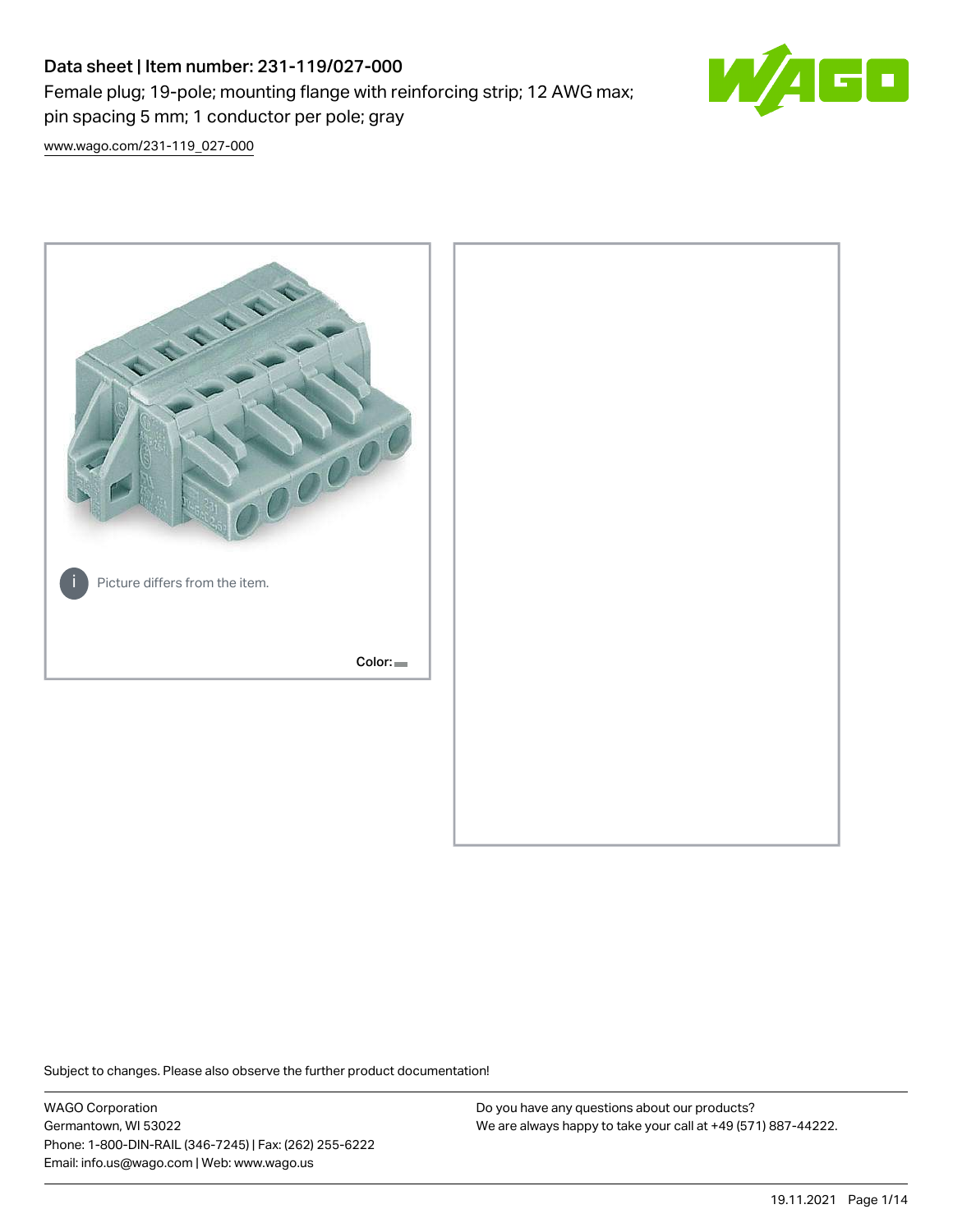# Data sheet | Item number: 231-119/027-000

Female plug; 19-pole; mounting flange with reinforcing strip; 12 AWG max; pin spacing 5 mm; 1 conductor per pole; gray

www.wago.com/231-119_027-000

Picture differs from the item.

Color:

Subject to changes. Please also observe the further product documentation!

WAGO Corporation
Germantown, WI 53022
Phone: 1-800-DIN-RAIL (346-7245) | Fax: (262) 255-6222
Email: info.us@wago.com | Web: www.wago.us

Do you have any questions about our products?
We are always happy to take your call at +49 (571) 887-44222.

19.11.2021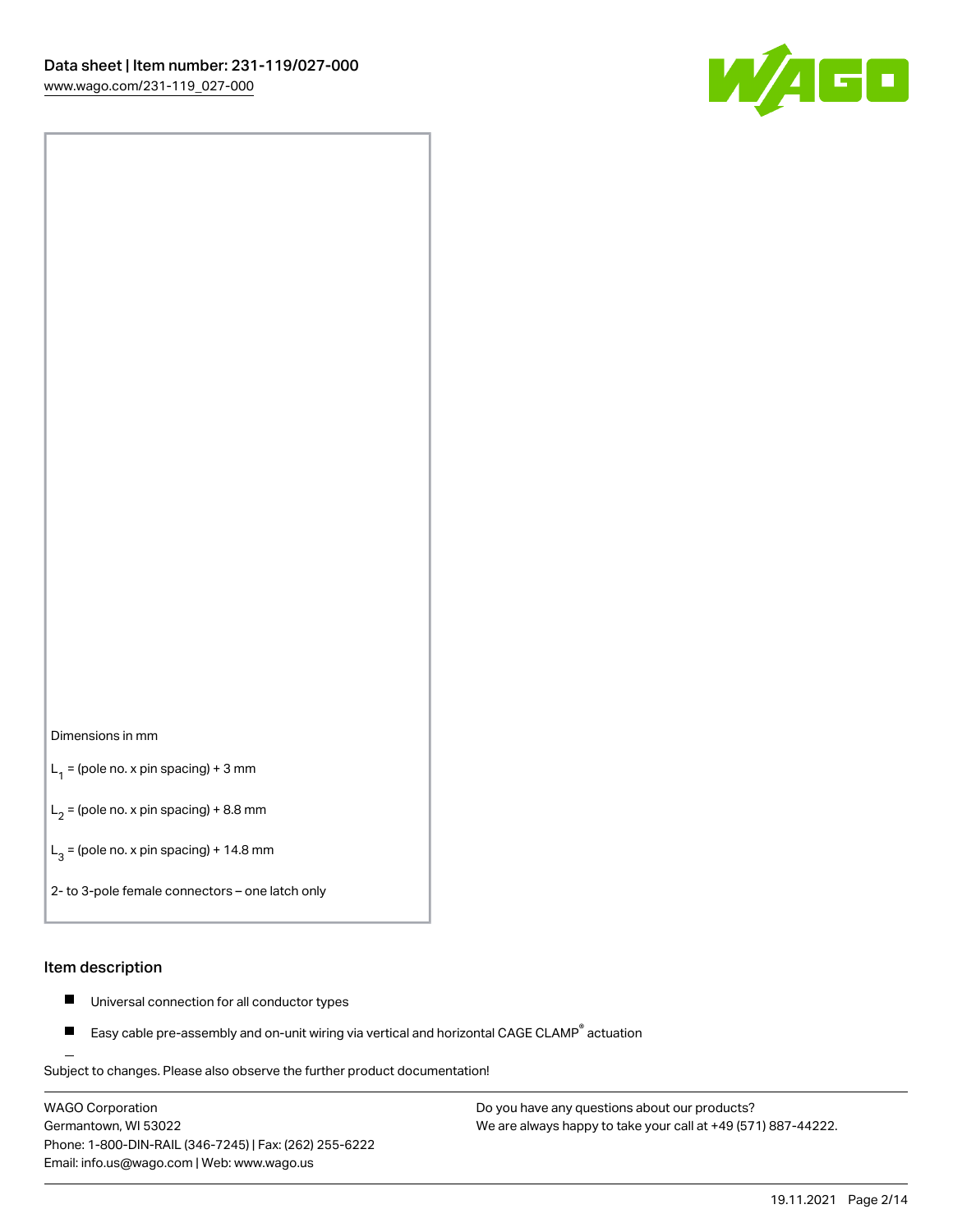Dimensions in mm

$L_1$ = (pole no. x pin spacing) + 3 mm

$L_2$ = (pole no. x pin spacing) + 8.8 mm

$L_3$ = (pole no. x pin spacing) + 14.8 mm

2- to 3-pole female connectors – one latch only

## Item description

- Universal connection for all conductor types
- Easy cable pre-assembly and on-unit wiring via vertical and horizontal CAGE CLAMP® actuation

Subject to changes. Please also observe the further product documentation!

WAGO Corporation
Germantown, WI 53022
Phone: 1-800-DIN-RAIL (346-7245) | Fax: (262) 255-6222
Email: info.us@wago.com | Web: www.wago.us

Do you have any questions about our products?
We are always happy to take your call at +49 (571) 887-44222.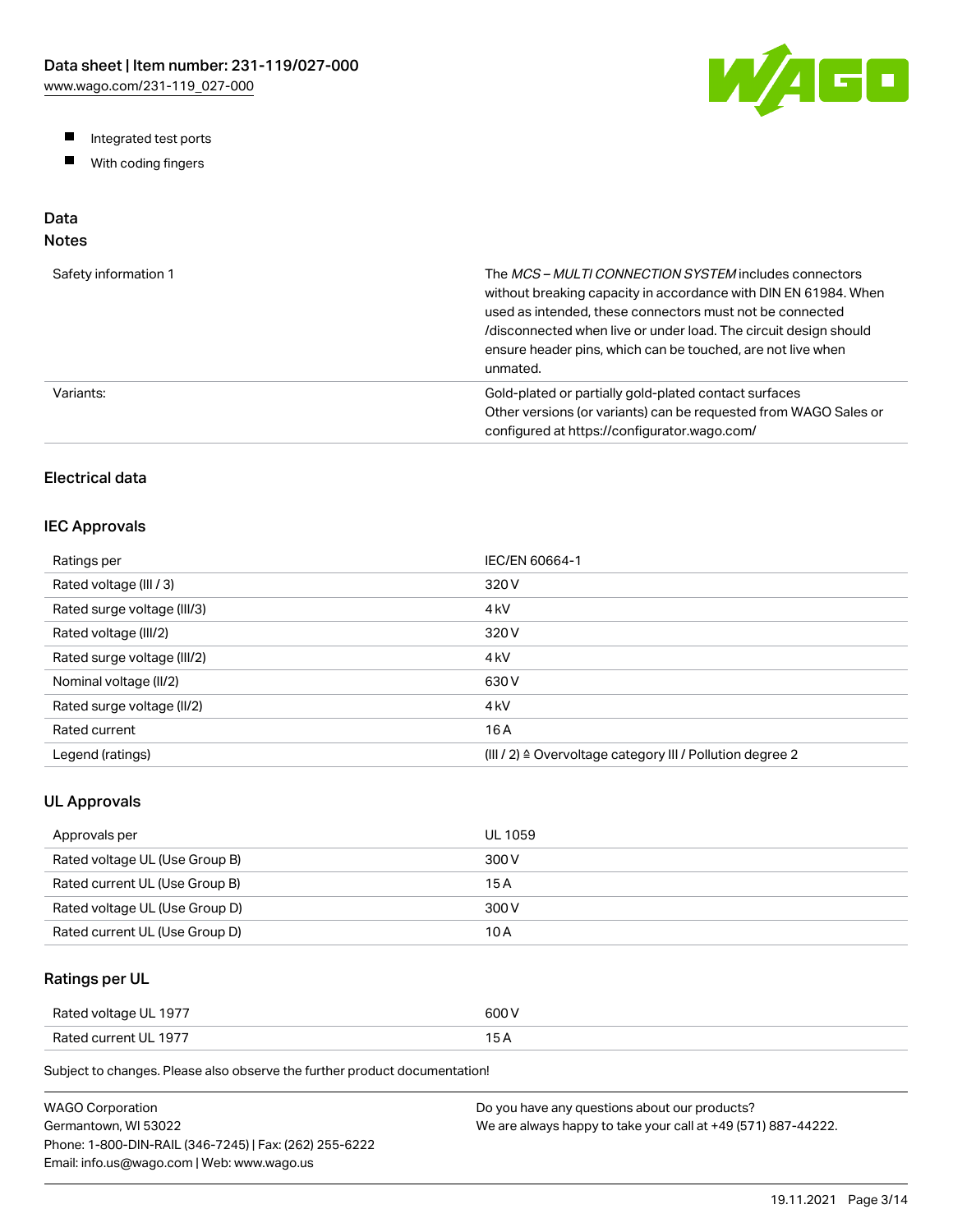- Integrated test ports
- With coding fingers

## Data

### Notes

| | |
|---|---|
| Safety information 1 | The *MCS – MULTI CONNECTION SYSTEM* includes connectors without breaking capacity in accordance with DIN EN 61984. When used as intended, these connectors must not be connected /disconnected when live or under load. The circuit design should ensure header pins, which can be touched, are not live when unmated. |
| Variants: | Gold-plated or partially gold-plated contact surfaces<br>Other versions (or variants) can be requested from WAGO Sales or configured at https://configurator.wago.com/ |

### Electrical data

### IEC Approvals

| | |
|---|---|
| Ratings per | IEC/EN 60664-1 |
| Rated voltage (III / 3) | 320 V |
| Rated surge voltage (III/3) | 4 kV |
| Rated voltage (III/2) | 320 V |
| Rated surge voltage (III/2) | 4 kV |
| Nominal voltage (II/2) | 630 V |
| Rated surge voltage (II/2) | 4 kV |
| Rated current | 16 A |
| Legend (ratings) | (III / 2) ≙ Overvoltage category III / Pollution degree 2 |

### UL Approvals

| | |
|---|---|
| Approvals per | UL 1059 |
| Rated voltage UL (Use Group B) | 300 V |
| Rated current UL (Use Group B) | 15 A |
| Rated voltage UL (Use Group D) | 300 V |
| Rated current UL (Use Group D) | 10 A |

### Ratings per UL

| | |
|---|---|
| Rated voltage UL 1977 | 600 V |
| Rated current UL 1977 | 15 A |

Subject to changes. Please also observe the further product documentation!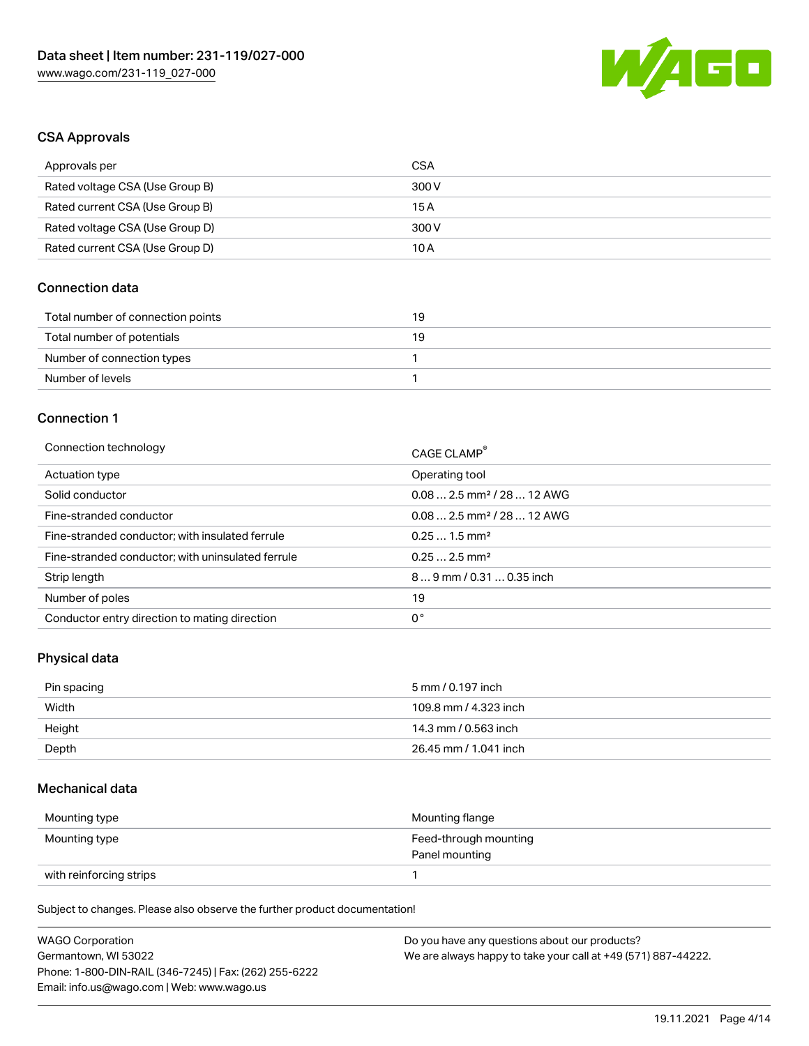## CSA Approvals

| Approvals per | CSA |
| --- | --- |
| Rated voltage CSA (Use Group B) | 300 V |
| Rated current CSA (Use Group B) | 15 A |
| Rated voltage CSA (Use Group D) | 300 V |
| Rated current CSA (Use Group D) | 10 A |

## Connection data

| Total number of connection points | 19 |
| --- | --- |
| Total number of potentials | 19 |
| Number of connection types | 1 |
| Number of levels | 1 |

## Connection 1

| Connection technology | CAGE CLAMP® |
| --- | --- |
| Actuation type | Operating tool |
| Solid conductor | 0.08 … 2.5 mm² / 28 … 12 AWG |
| Fine-stranded conductor | 0.08 … 2.5 mm² / 28 … 12 AWG |
| Fine-stranded conductor; with insulated ferrule | 0.25 … 1.5 mm² |
| Fine-stranded conductor; with uninsulated ferrule | 0.25 … 2.5 mm² |
| Strip length | 8 … 9 mm / 0.31 … 0.35 inch |
| Number of poles | 19 |
| Conductor entry direction to mating direction | 0 ° |

## Physical data

| Pin spacing | 5 mm / 0.197 inch |
| --- | --- |
| Width | 109.8 mm / 4.323 inch |
| Height | 14.3 mm / 0.563 inch |
| Depth | 26.45 mm / 1.041 inch |

## Mechanical data

| Mounting type | Mounting flange |
| --- | --- |
| Mounting type | Feed-through mounting<br>Panel mounting |
| with reinforcing strips | 1 |

Subject to changes. Please also observe the further product documentation!

WAGO Corporation
Germantown, WI 53022
Phone: 1-800-DIN-RAIL (346-7245) | Fax: (262) 255-6222
Email: info.us@wago.com | Web: www.wago.us

Do you have any questions about our products?
We are always happy to take your call at +49 (571) 887-44222.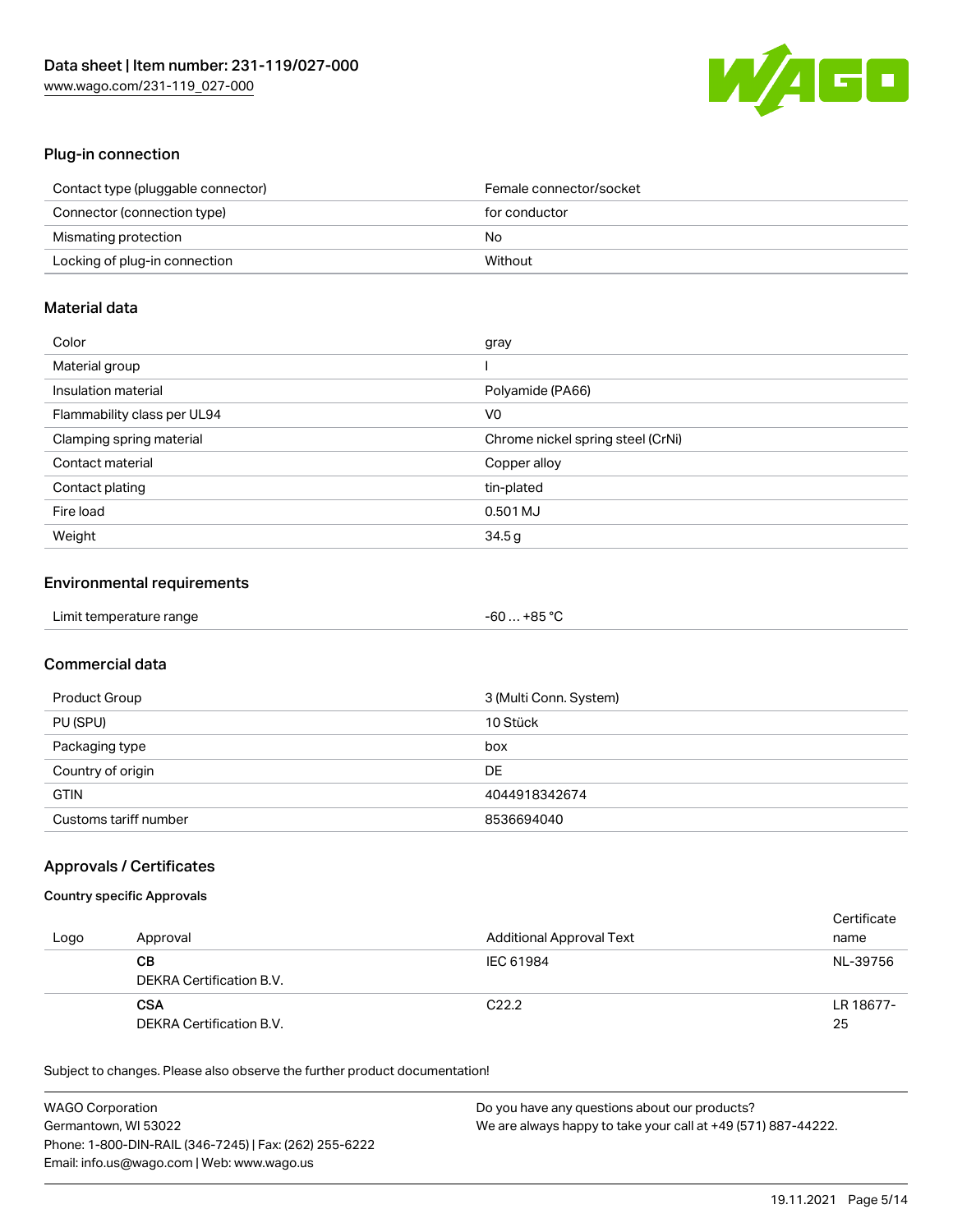## Plug-in connection

| | |
|---|---|
| Contact type (pluggable connector) | Female connector/socket |
| Connector (connection type) | for conductor |
| Mismating protection | No |
| Locking of plug-in connection | Without |

## Material data

| | |
|---|---|
| Color | gray |
| Material group | I |
| Insulation material | Polyamide (PA66) |
| Flammability class per UL94 | V0 |
| Clamping spring material | Chrome nickel spring steel (CrNi) |
| Contact material | Copper alloy |
| Contact plating | tin-plated |
| Fire load | 0.501 MJ |
| Weight | 34.5 g |

## Environmental requirements

| | |
|---|---|
| Limit temperature range | -60 … +85 °C |

## Commercial data

| | |
|---|---|
| Product Group | 3 (Multi Conn. System) |
| PU (SPU) | 10 Stück |
| Packaging type | box |
| Country of origin | DE |
| GTIN | 4044918342674 |
| Customs tariff number | 8536694040 |

## Approvals / Certificates

### Country specific Approvals

| Logo | Approval | Additional Approval Text | Certificate name |
|---|---|---|---|
| | **CB**<br>DEKRA Certification B.V. | IEC 61984 | NL-39756 |
| | **CSA**<br>DEKRA Certification B.V. | C22.2 | LR 18677-25 |

Subject to changes. Please also observe the further product documentation!

WAGO Corporation
Germantown, WI 53022
Phone: 1-800-DIN-RAIL (346-7245) | Fax: (262) 255-6222
Email: info.us@wago.com | Web: www.wago.us

Do you have any questions about our products?
We are always happy to take your call at +49 (571) 887-44222.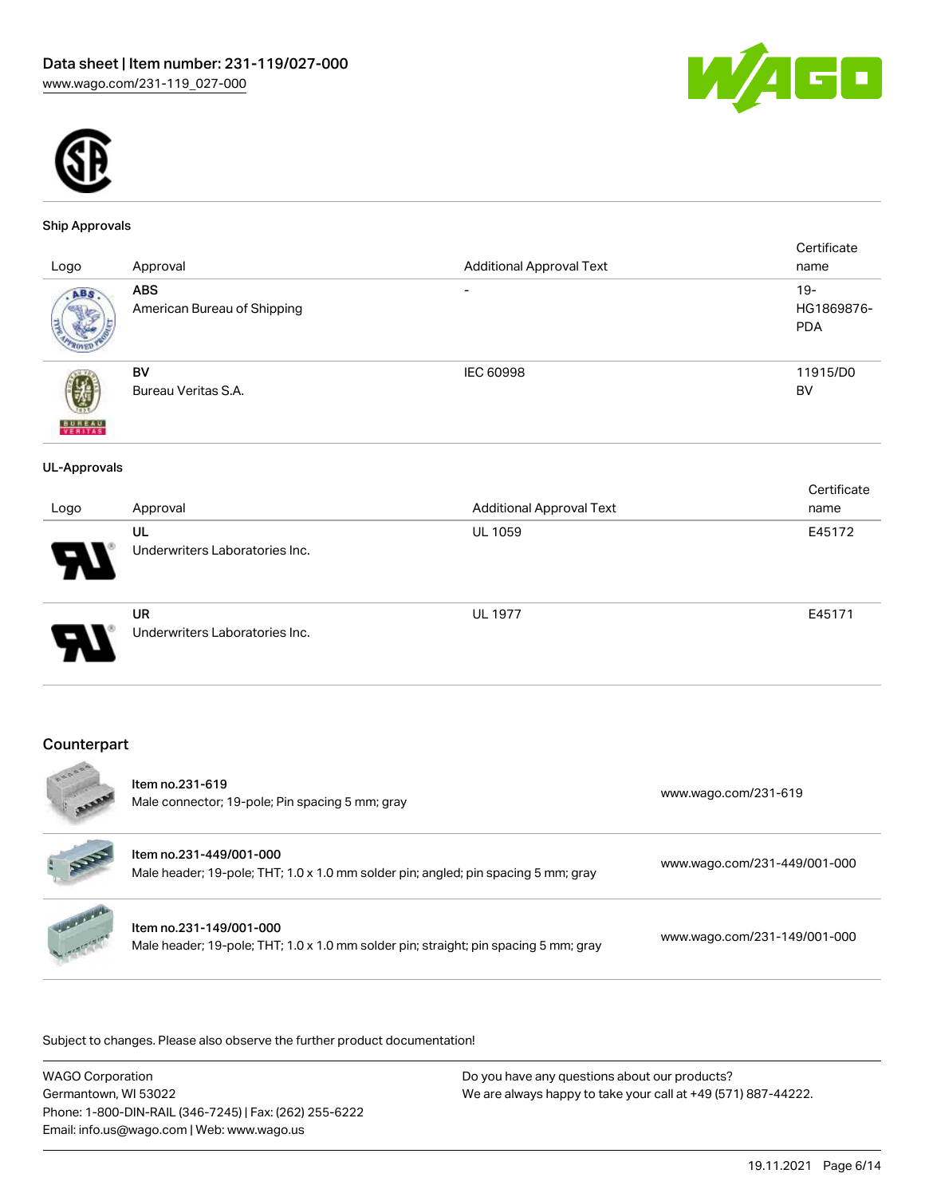### Ship Approvals

| Logo | Approval | Additional Approval Text | Certificate name |
|---|---|---|---|
| | **ABS**<br>American Bureau of Shipping | - | 19-HG1869876-PDA |
| | **BV**<br>Bureau Veritas S.A. | IEC 60998 | 11915/D0 BV |

### UL-Approvals

| Logo | Approval | Additional Approval Text | Certificate name |
|---|---|---|---|
| | **UL**<br>Underwriters Laboratories Inc. | UL 1059 | E45172 |
| | **UR**<br>Underwriters Laboratories Inc. | UL 1977 | E45171 |

## Counterpart

| | | |
|---|---|---|
| | Item no.231-619<br>Male connector; 19-pole; Pin spacing 5 mm; gray | www.wago.com/231-619 |
| | Item no.231-449/001-000<br>Male header; 19-pole; THT; 1.0 x 1.0 mm solder pin; angled; pin spacing 5 mm; gray | www.wago.com/231-449/001-000 |
| | Item no.231-149/001-000<br>Male header; 19-pole; THT; 1.0 x 1.0 mm solder pin; straight; pin spacing 5 mm; gray | www.wago.com/231-149/001-000 |

Subject to changes. Please also observe the further product documentation!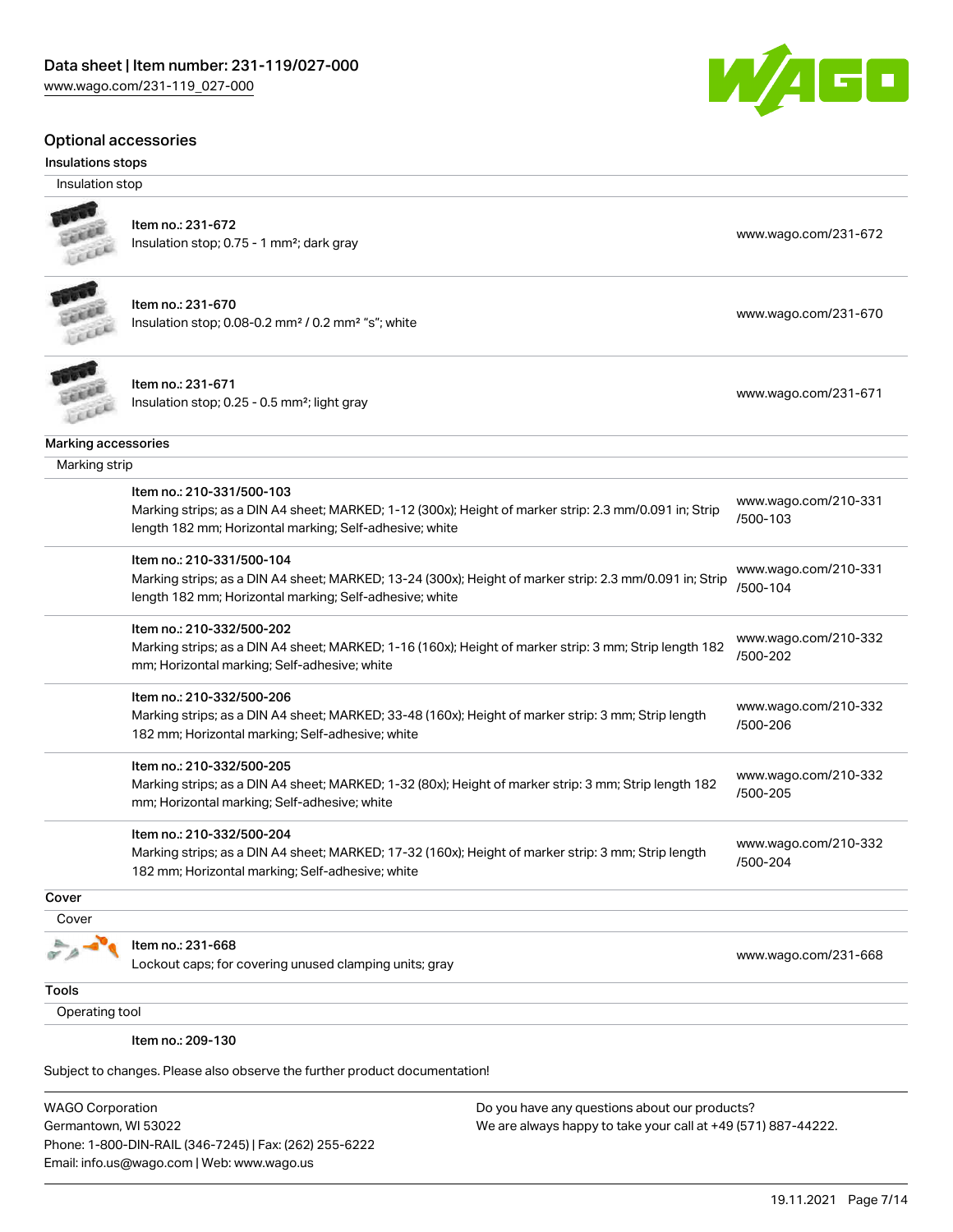## Optional accessories

### Insulations stops

| Insulation stop | |
|---|---|
| Item no.: 231-672<br>Insulation stop; 0.75 - 1 mm²; dark gray | www.wago.com/231-672 |
| Item no.: 231-670<br>Insulation stop; 0.08-0.2 mm² / 0.2 mm² "s"; white | www.wago.com/231-670 |
| Item no.: 231-671<br>Insulation stop; 0.25 - 0.5 mm²; light gray | www.wago.com/231-671 |

### Marking accessories

| Marking strip | |
|---|---|
| Item no.: 210-331/500-103<br>Marking strips; as a DIN A4 sheet; MARKED; 1-12 (300x); Height of marker strip: 2.3 mm/0.091 in; Strip length 182 mm; Horizontal marking; Self-adhesive; white | www.wago.com/210-331/500-103 |
| Item no.: 210-331/500-104<br>Marking strips; as a DIN A4 sheet; MARKED; 13-24 (300x); Height of marker strip: 2.3 mm/0.091 in; Strip length 182 mm; Horizontal marking; Self-adhesive; white | www.wago.com/210-331/500-104 |
| Item no.: 210-332/500-202<br>Marking strips; as a DIN A4 sheet; MARKED; 1-16 (160x); Height of marker strip: 3 mm; Strip length 182 mm; Horizontal marking; Self-adhesive; white | www.wago.com/210-332/500-202 |
| Item no.: 210-332/500-206<br>Marking strips; as a DIN A4 sheet; MARKED; 33-48 (160x); Height of marker strip: 3 mm; Strip length 182 mm; Horizontal marking; Self-adhesive; white | www.wago.com/210-332/500-206 |
| Item no.: 210-332/500-205<br>Marking strips; as a DIN A4 sheet; MARKED; 1-32 (80x); Height of marker strip: 3 mm; Strip length 182 mm; Horizontal marking; Self-adhesive; white | www.wago.com/210-332/500-205 |
| Item no.: 210-332/500-204<br>Marking strips; as a DIN A4 sheet; MARKED; 17-32 (160x); Height of marker strip: 3 mm; Strip length 182 mm; Horizontal marking; Self-adhesive; white | www.wago.com/210-332/500-204 |

### Cover

| Cover | |
|---|---|
| Item no.: 231-668<br>Lockout caps; for covering unused clamping units; gray | www.wago.com/231-668 |

### Tools

| Operating tool | |
|---|---|
| Item no.: 209-130 | |

Subject to changes. Please also observe the further product documentation!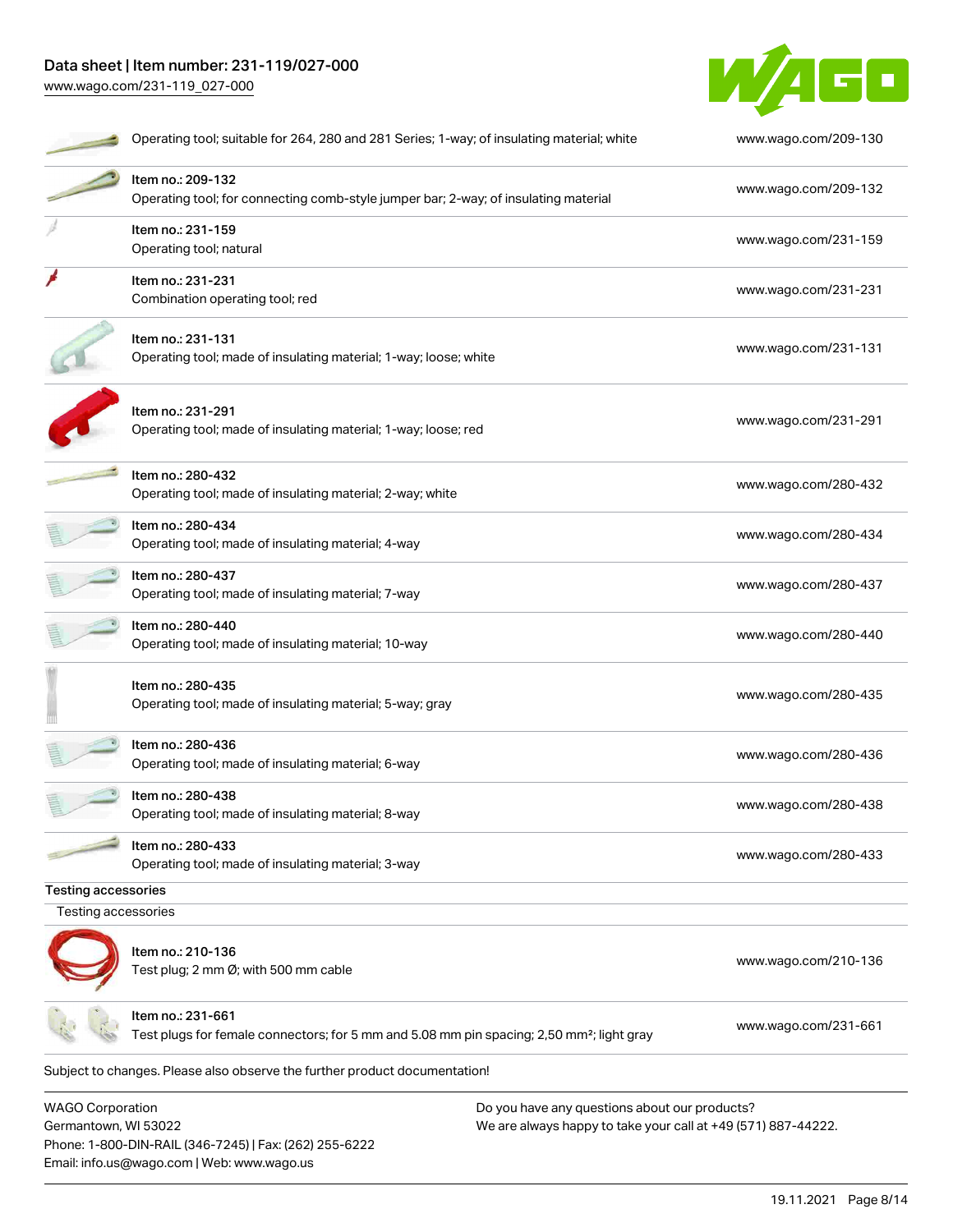| | |
|---|---|
| Operating tool; suitable for 264, 280 and 281 Series; 1-way; of insulating material; white | www.wago.com/209-130 |
| Item no.: 209-132<br>Operating tool; for connecting comb-style jumper bar; 2-way; of insulating material | www.wago.com/209-132 |
| Item no.: 231-159<br>Operating tool; natural | www.wago.com/231-159 |
| Item no.: 231-231<br>Combination operating tool; red | www.wago.com/231-231 |
| Item no.: 231-131<br>Operating tool; made of insulating material; 1-way; loose; white | www.wago.com/231-131 |
| Item no.: 231-291<br>Operating tool; made of insulating material; 1-way; loose; red | www.wago.com/231-291 |
| Item no.: 280-432<br>Operating tool; made of insulating material; 2-way; white | www.wago.com/280-432 |
| Item no.: 280-434<br>Operating tool; made of insulating material; 4-way | www.wago.com/280-434 |
| Item no.: 280-437<br>Operating tool; made of insulating material; 7-way | www.wago.com/280-437 |
| Item no.: 280-440<br>Operating tool; made of insulating material; 10-way | www.wago.com/280-440 |
| Item no.: 280-435<br>Operating tool; made of insulating material; 5-way; gray | www.wago.com/280-435 |
| Item no.: 280-436<br>Operating tool; made of insulating material; 6-way | www.wago.com/280-436 |
| Item no.: 280-438<br>Operating tool; made of insulating material; 8-way | www.wago.com/280-438 |
| Item no.: 280-433<br>Operating tool; made of insulating material; 3-way | www.wago.com/280-433 |

**Testing accessories**

Testing accessories

| | |
|---|---|
| Item no.: 210-136<br>Test plug; 2 mm Ø; with 500 mm cable | www.wago.com/210-136 |
| Item no.: 231-661<br>Test plugs for female connectors; for 5 mm and 5.08 mm pin spacing; 2,50 mm²; light gray | www.wago.com/231-661 |

Subject to changes. Please also observe the further product documentation!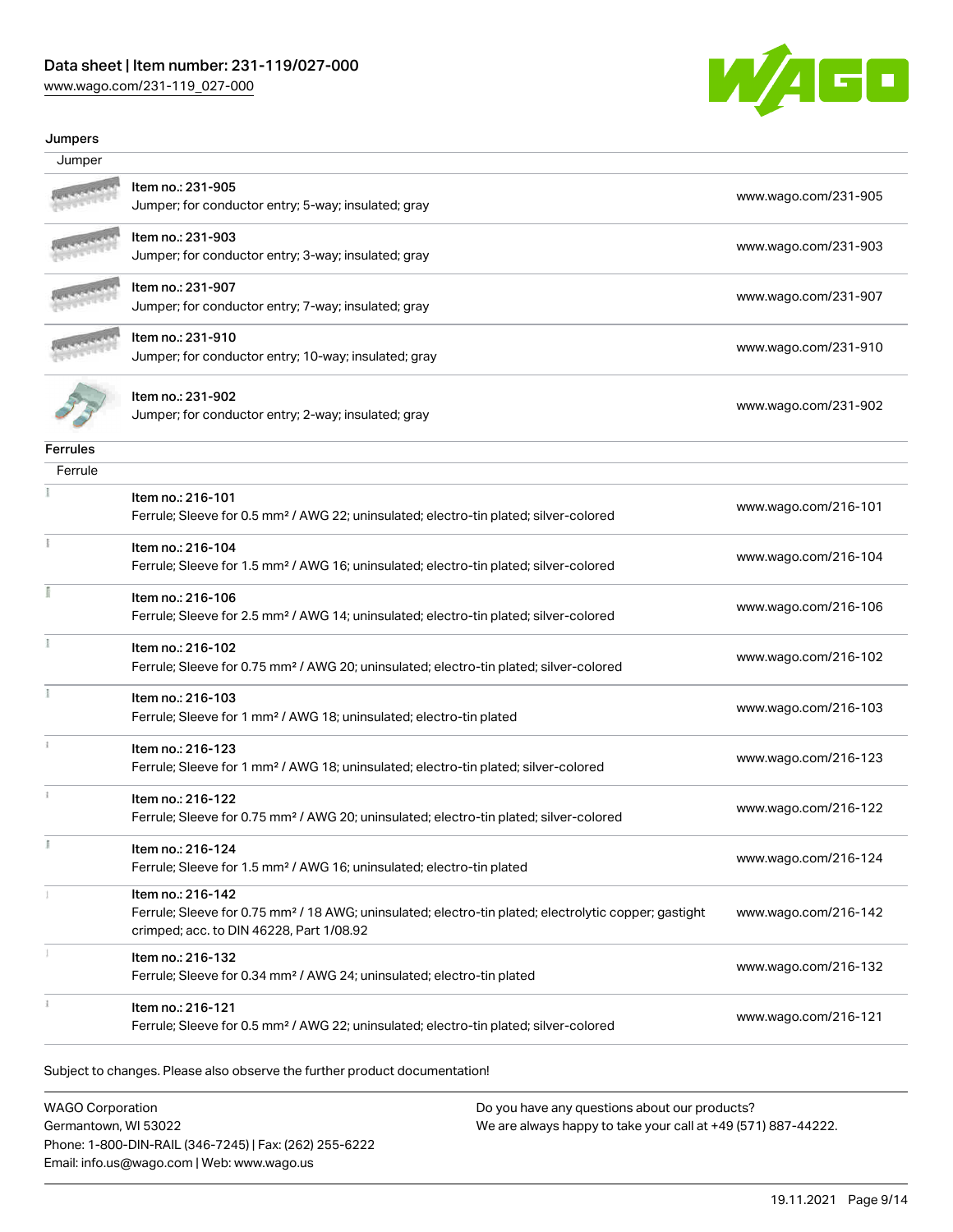## Jumpers

| Jumper | | |
|---|---|---|
| | Item no.: 231-905<br>Jumper; for conductor entry; 5-way; insulated; gray | www.wago.com/231-905 |
| | Item no.: 231-903<br>Jumper; for conductor entry; 3-way; insulated; gray | www.wago.com/231-903 |
| | Item no.: 231-907<br>Jumper; for conductor entry; 7-way; insulated; gray | www.wago.com/231-907 |
| | Item no.: 231-910<br>Jumper; for conductor entry; 10-way; insulated; gray | www.wago.com/231-910 |
| | Item no.: 231-902<br>Jumper; for conductor entry; 2-way; insulated; gray | www.wago.com/231-902 |

## Ferrules

| Ferrule | | |
|---|---|---|
| | Item no.: 216-101<br>Ferrule; Sleeve for 0.5 mm² / AWG 22; uninsulated; electro-tin plated; silver-colored | www.wago.com/216-101 |
| | Item no.: 216-104<br>Ferrule; Sleeve for 1.5 mm² / AWG 16; uninsulated; electro-tin plated; silver-colored | www.wago.com/216-104 |
| | Item no.: 216-106<br>Ferrule; Sleeve for 2.5 mm² / AWG 14; uninsulated; electro-tin plated; silver-colored | www.wago.com/216-106 |
| | Item no.: 216-102<br>Ferrule; Sleeve for 0.75 mm² / AWG 20; uninsulated; electro-tin plated; silver-colored | www.wago.com/216-102 |
| | Item no.: 216-103<br>Ferrule; Sleeve for 1 mm² / AWG 18; uninsulated; electro-tin plated | www.wago.com/216-103 |
| | Item no.: 216-123<br>Ferrule; Sleeve for 1 mm² / AWG 18; uninsulated; electro-tin plated; silver-colored | www.wago.com/216-123 |
| | Item no.: 216-122<br>Ferrule; Sleeve for 0.75 mm² / AWG 20; uninsulated; electro-tin plated; silver-colored | www.wago.com/216-122 |
| | Item no.: 216-124<br>Ferrule; Sleeve for 1.5 mm² / AWG 16; uninsulated; electro-tin plated | www.wago.com/216-124 |
| | Item no.: 216-142<br>Ferrule; Sleeve for 0.75 mm² / 18 AWG; uninsulated; electro-tin plated; electrolytic copper; gastight crimped; acc. to DIN 46228, Part 1/08.92 | www.wago.com/216-142 |
| | Item no.: 216-132<br>Ferrule; Sleeve for 0.34 mm² / AWG 24; uninsulated; electro-tin plated | www.wago.com/216-132 |
| | Item no.: 216-121<br>Ferrule; Sleeve for 0.5 mm² / AWG 22; uninsulated; electro-tin plated; silver-colored | www.wago.com/216-121 |

Subject to changes. Please also observe the further product documentation!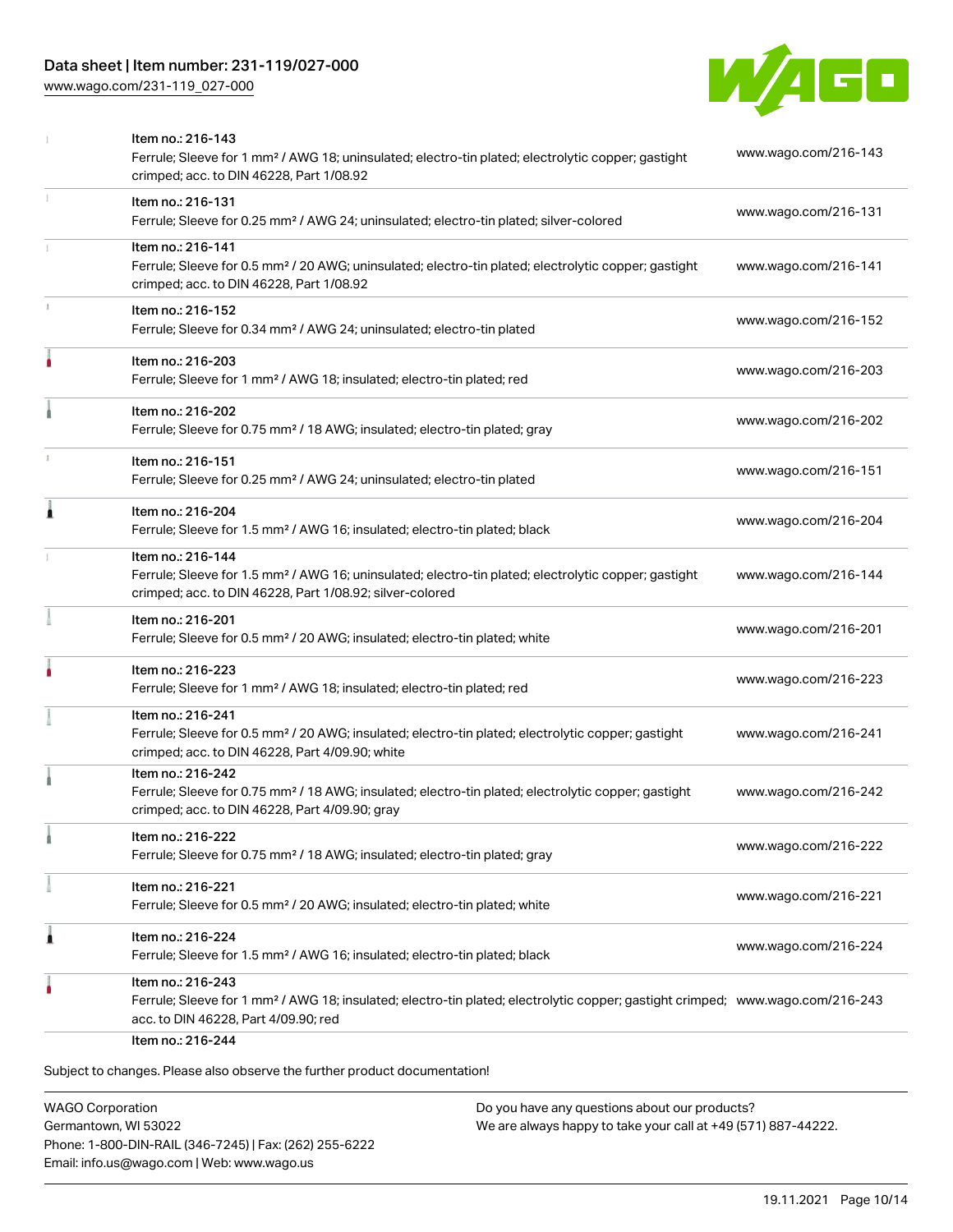| | | |
|---|---|---|
| | Item no.: 216-143<br>Ferrule; Sleeve for 1 mm² / AWG 18; uninsulated; electro-tin plated; electrolytic copper; gastight crimped; acc. to DIN 46228, Part 1/08.92 | www.wago.com/216-143 |
| | Item no.: 216-131<br>Ferrule; Sleeve for 0.25 mm² / AWG 24; uninsulated; electro-tin plated; silver-colored | www.wago.com/216-131 |
| | Item no.: 216-141<br>Ferrule; Sleeve for 0.5 mm² / 20 AWG; uninsulated; electro-tin plated; electrolytic copper; gastight crimped; acc. to DIN 46228, Part 1/08.92 | www.wago.com/216-141 |
| | Item no.: 216-152<br>Ferrule; Sleeve for 0.34 mm² / AWG 24; uninsulated; electro-tin plated | www.wago.com/216-152 |
| | Item no.: 216-203<br>Ferrule; Sleeve for 1 mm² / AWG 18; insulated; electro-tin plated; red | www.wago.com/216-203 |
| | Item no.: 216-202<br>Ferrule; Sleeve for 0.75 mm² / 18 AWG; insulated; electro-tin plated; gray | www.wago.com/216-202 |
| | Item no.: 216-151<br>Ferrule; Sleeve for 0.25 mm² / AWG 24; uninsulated; electro-tin plated | www.wago.com/216-151 |
| | Item no.: 216-204<br>Ferrule; Sleeve for 1.5 mm² / AWG 16; insulated; electro-tin plated; black | www.wago.com/216-204 |
| | Item no.: 216-144<br>Ferrule; Sleeve for 1.5 mm² / AWG 16; uninsulated; electro-tin plated; electrolytic copper; gastight crimped; acc. to DIN 46228, Part 1/08.92; silver-colored | www.wago.com/216-144 |
| | Item no.: 216-201<br>Ferrule; Sleeve for 0.5 mm² / 20 AWG; insulated; electro-tin plated; white | www.wago.com/216-201 |
| | Item no.: 216-223<br>Ferrule; Sleeve for 1 mm² / AWG 18; insulated; electro-tin plated; red | www.wago.com/216-223 |
| | Item no.: 216-241<br>Ferrule; Sleeve for 0.5 mm² / 20 AWG; insulated; electro-tin plated; electrolytic copper; gastight crimped; acc. to DIN 46228, Part 4/09.90; white | www.wago.com/216-241 |
| | Item no.: 216-242<br>Ferrule; Sleeve for 0.75 mm² / 18 AWG; insulated; electro-tin plated; electrolytic copper; gastight crimped; acc. to DIN 46228, Part 4/09.90; gray | www.wago.com/216-242 |
| | Item no.: 216-222<br>Ferrule; Sleeve for 0.75 mm² / 18 AWG; insulated; electro-tin plated; gray | www.wago.com/216-222 |
| | Item no.: 216-221<br>Ferrule; Sleeve for 0.5 mm² / 20 AWG; insulated; electro-tin plated; white | www.wago.com/216-221 |
| | Item no.: 216-224<br>Ferrule; Sleeve for 1.5 mm² / AWG 16; insulated; electro-tin plated; black | www.wago.com/216-224 |
| | Item no.: 216-243<br>Ferrule; Sleeve for 1 mm² / AWG 18; insulated; electro-tin plated; electrolytic copper; gastight crimped; acc. to DIN 46228, Part 4/09.90; red | www.wago.com/216-243 |
| | Item no.: 216-244 | |

Subject to changes. Please also observe the further product documentation!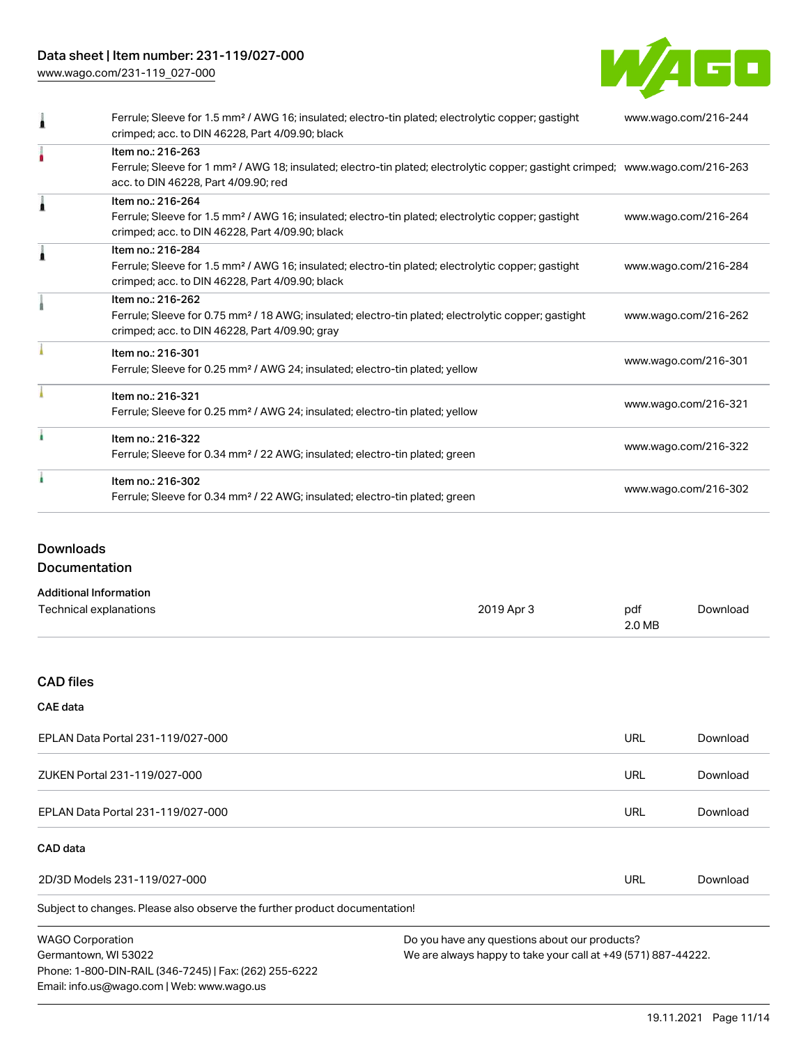| | | |
|---|---|---|
| | Ferrule; Sleeve for 1.5 mm² / AWG 16; insulated; electro-tin plated; electrolytic copper; gastight crimped; acc. to DIN 46228, Part 4/09.90; black | www.wago.com/216-244 |
| | Item no.: 216-263<br>Ferrule; Sleeve for 1 mm² / AWG 18; insulated; electro-tin plated; electrolytic copper; gastight crimped; acc. to DIN 46228, Part 4/09.90; red | www.wago.com/216-263 |
| | Item no.: 216-264<br>Ferrule; Sleeve for 1.5 mm² / AWG 16; insulated; electro-tin plated; electrolytic copper; gastight crimped; acc. to DIN 46228, Part 4/09.90; black | www.wago.com/216-264 |
| | Item no.: 216-284<br>Ferrule; Sleeve for 1.5 mm² / AWG 16; insulated; electro-tin plated; electrolytic copper; gastight crimped; acc. to DIN 46228, Part 4/09.90; black | www.wago.com/216-284 |
| | Item no.: 216-262<br>Ferrule; Sleeve for 0.75 mm² / 18 AWG; insulated; electro-tin plated; electrolytic copper; gastight crimped; acc. to DIN 46228, Part 4/09.90; gray | www.wago.com/216-262 |
| | Item no.: 216-301<br>Ferrule; Sleeve for 0.25 mm² / AWG 24; insulated; electro-tin plated; yellow | www.wago.com/216-301 |
| | Item no.: 216-321<br>Ferrule; Sleeve for 0.25 mm² / AWG 24; insulated; electro-tin plated; yellow | www.wago.com/216-321 |
| | Item no.: 216-322<br>Ferrule; Sleeve for 0.34 mm² / 22 AWG; insulated; electro-tin plated; green | www.wago.com/216-322 |
| | Item no.: 216-302<br>Ferrule; Sleeve for 0.34 mm² / 22 AWG; insulated; electro-tin plated; green | www.wago.com/216-302 |

## Downloads

### Documentation

**Additional Information**

| | | | |
|---|---|---|---|
| Technical explanations | 2019 Apr 3 | pdf<br>2.0 MB | Download |

### CAD files

**CAE data**

| | | |
|---|---|---|
| EPLAN Data Portal 231-119/027-000 | URL | Download |
| ZUKEN Portal 231-119/027-000 | URL | Download |
| EPLAN Data Portal 231-119/027-000 | URL | Download |

**CAD data**

| | | |
|---|---|---|
| 2D/3D Models 231-119/027-000 | URL | Download |

Subject to changes. Please also observe the further product documentation!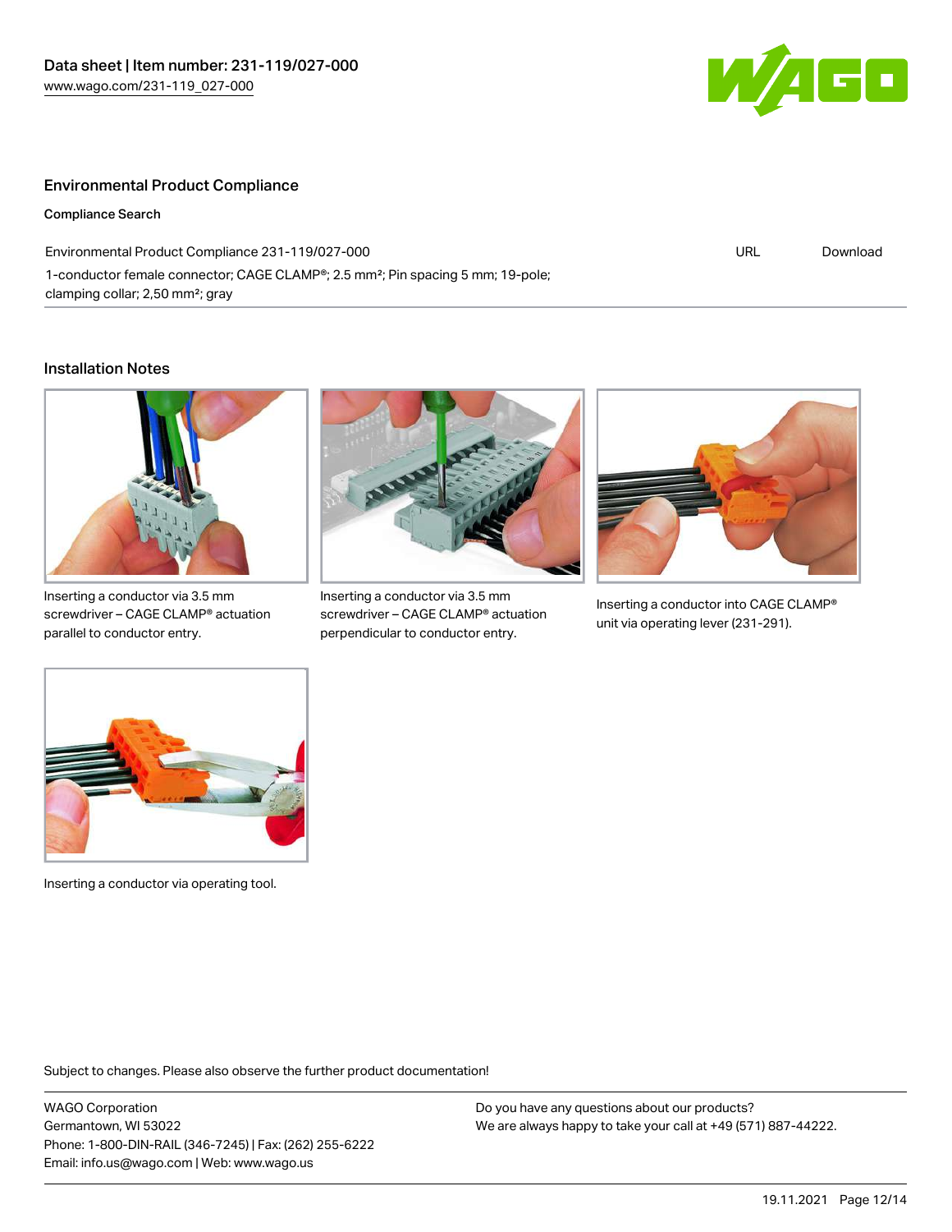## Environmental Product Compliance

### Compliance Search

| Environmental Product Compliance 231-119/027-000 | URL | Download |
| --- | --- | --- |
| 1-conductor female connector; CAGE CLAMP®; 2.5 mm²; Pin spacing 5 mm; 19-pole; clamping collar; 2,50 mm²; gray | | |

## Installation Notes

Inserting a conductor via 3.5 mm screwdriver – CAGE CLAMP® actuation parallel to conductor entry.

Inserting a conductor via 3.5 mm screwdriver – CAGE CLAMP® actuation perpendicular to conductor entry.

Inserting a conductor into CAGE CLAMP® unit via operating lever (231-291).

Inserting a conductor via operating tool.

Subject to changes. Please also observe the further product documentation!

WAGO Corporation
Germantown, WI 53022
Phone: 1-800-DIN-RAIL (346-7245) | Fax: (262) 255-6222
Email: info.us@wago.com | Web: www.wago.us

Do you have any questions about our products?
We are always happy to take your call at +49 (571) 887-44222.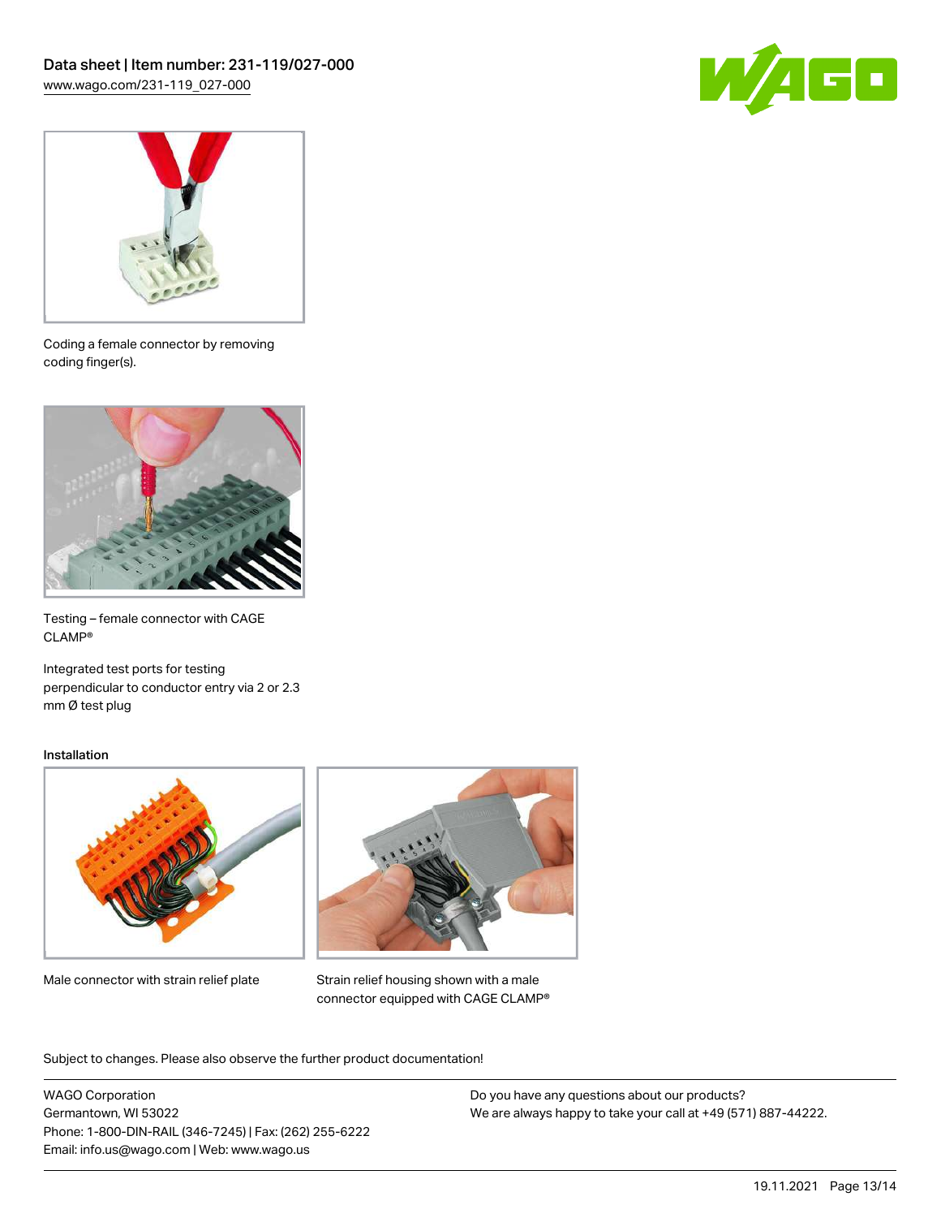Coding a female connector by removing coding finger(s).

Testing – female connector with CAGE CLAMP®

Integrated test ports for testing perpendicular to conductor entry via 2 or 2.3 mm Ø test plug

Installation

Male connector with strain relief plate

Strain relief housing shown with a male connector equipped with CAGE CLAMP®

Subject to changes. Please also observe the further product documentation!

WAGO Corporation
Germantown, WI 53022
Phone: 1-800-DIN-RAIL (346-7245) | Fax: (262) 255-6222
Email: info.us@wago.com | Web: www.wago.us

Do you have any questions about our products?
We are always happy to take your call at +49 (571) 887-44222.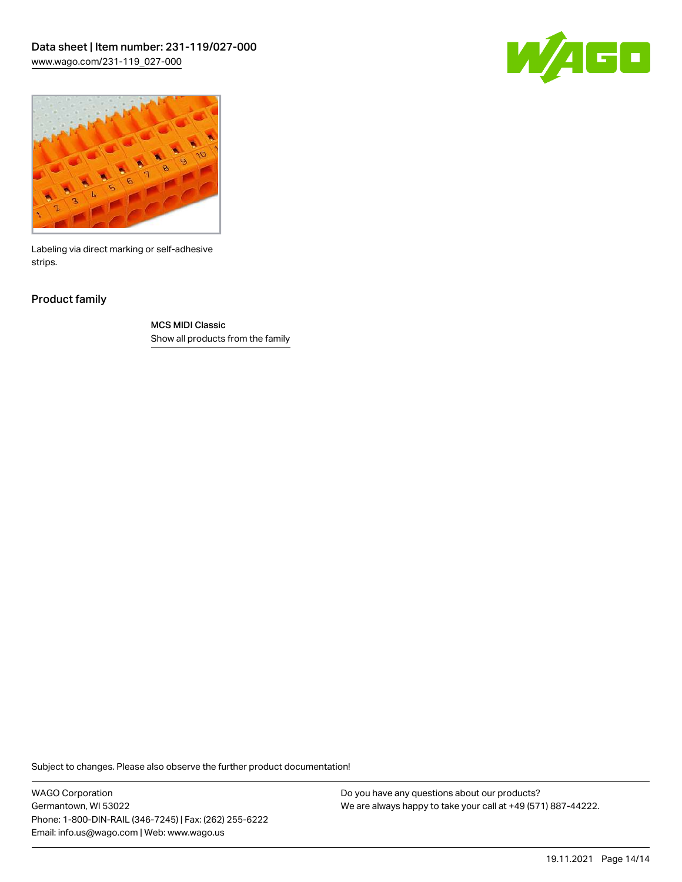Labeling via direct marking or self-adhesive strips.

## Product family

**MCS MIDI Classic**
Show all products from the family

Subject to changes. Please also observe the further product documentation!

WAGO Corporation
Germantown, WI 53022
Phone: 1-800-DIN-RAIL (346-7245) | Fax: (262) 255-6222
Email: info.us@wago.com | Web: www.wago.us

Do you have any questions about our products?
We are always happy to take your call at +49 (571) 887-44222.